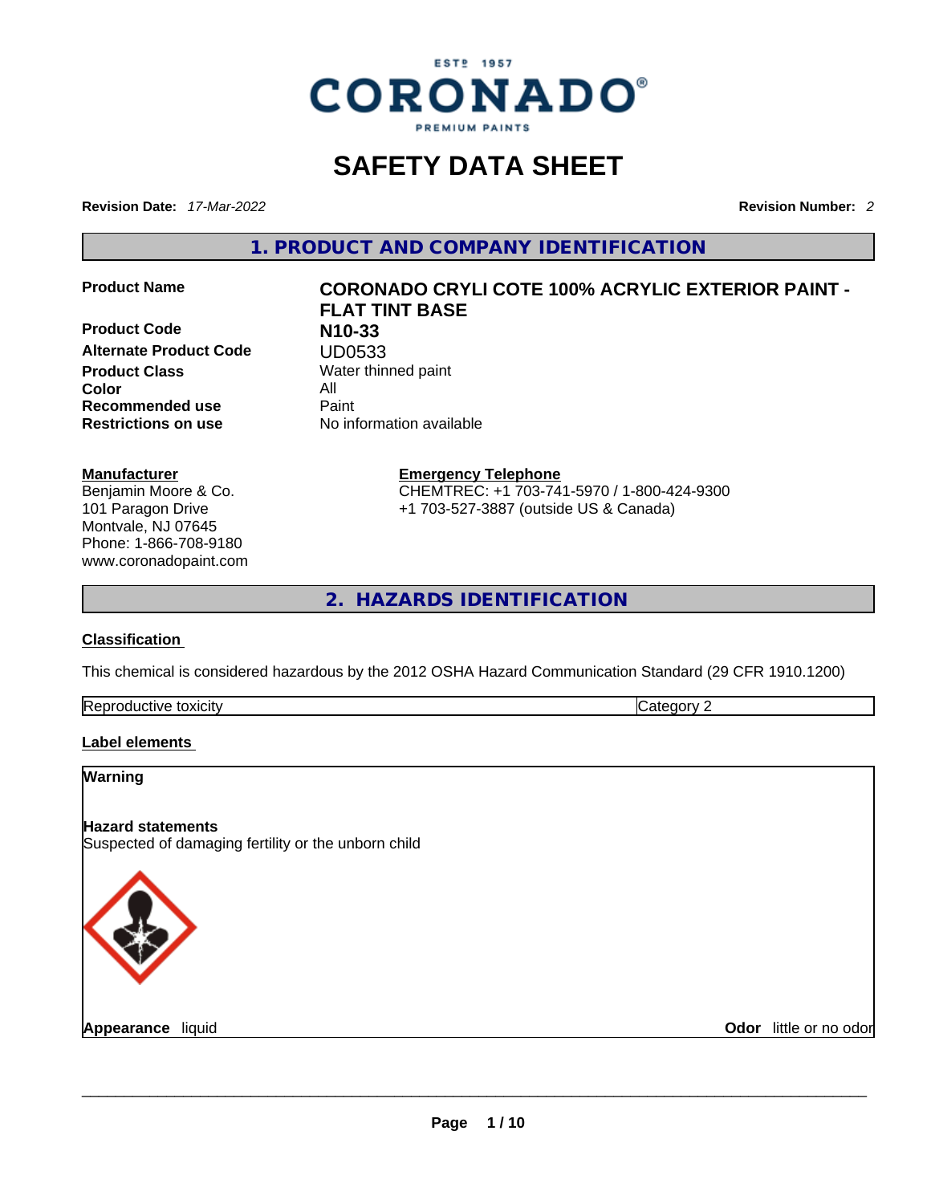ESTD 1957
CORONADO®
PREMIUM PAINTS

# SAFETY DATA SHEET

**Revision Date:** *17-Mar-2022* **Revision Number:** *2*

## 1. PRODUCT AND COMPANY IDENTIFICATION

| | |
|---|---|
| **Product Name** | **CORONADO CRYLI COTE 100% ACRYLIC EXTERIOR PAINT - FLAT TINT BASE** |
| **Product Code** | **N10-33** |
| **Alternate Product Code** | UD0533 |
| **Product Class** | Water thinned paint |
| **Color** | All |
| **Recommended use** | Paint |
| **Restrictions on use** | No information available |

**Manufacturer**
Benjamin Moore & Co.
101 Paragon Drive
Montvale, NJ 07645
Phone: 1-866-708-9180
www.coronadopaint.com

**Emergency Telephone**
CHEMTREC: +1 703-741-5970 / 1-800-424-9300
+1 703-527-3887 (outside US & Canada)

## 2. HAZARDS IDENTIFICATION

**Classification**

This chemical is considered hazardous by the 2012 OSHA Hazard Communication Standard (29 CFR 1910.1200)

| | |
|---|---|
| Reproductive toxicity | Category 2 |

**Label elements**

**Warning**

**Hazard statements**
Suspected of damaging fertility or the unborn child

**Appearance** liquid **Odor** little or no odor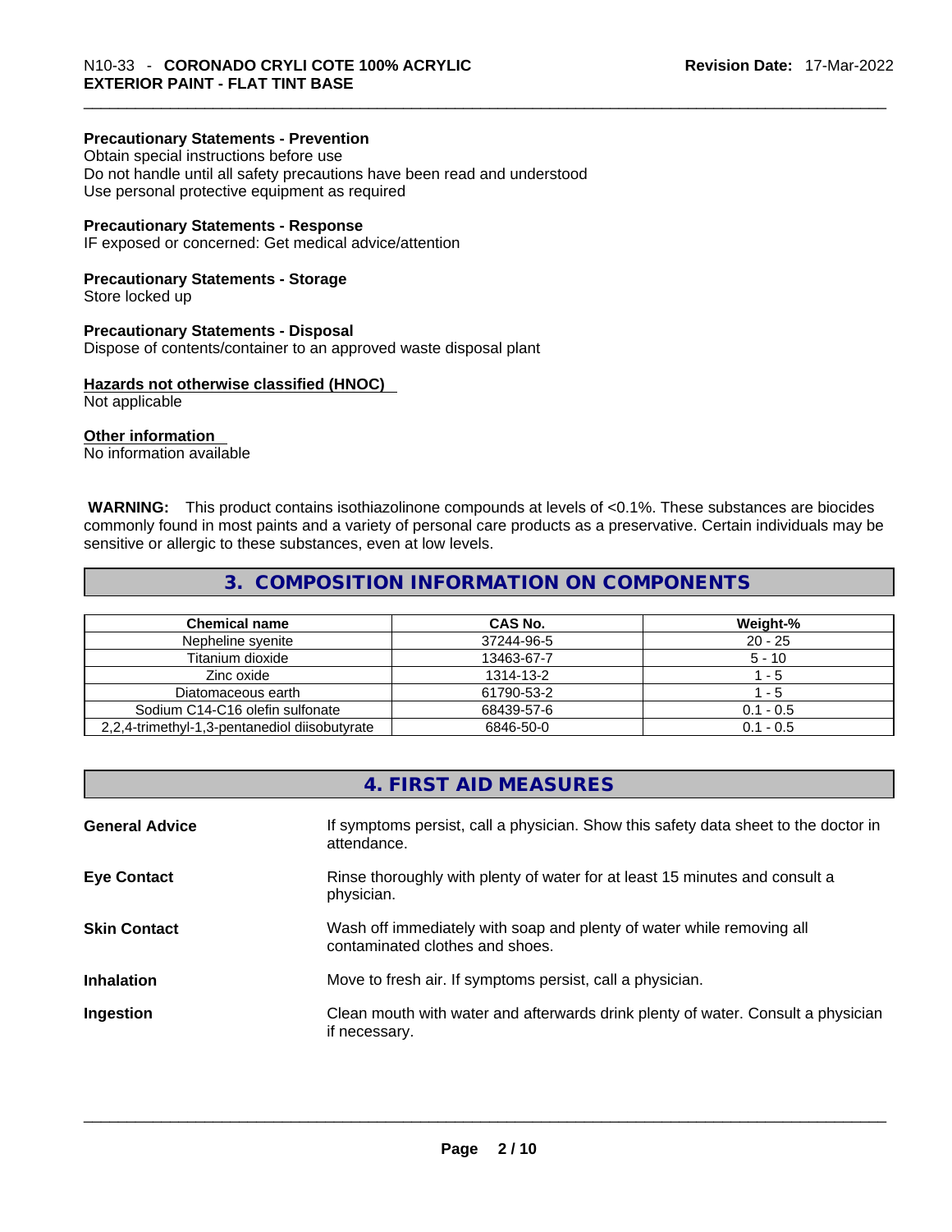**Precautionary Statements - Prevention**

Obtain special instructions before use
Do not handle until all safety precautions have been read and understood
Use personal protective equipment as required

**Precautionary Statements - Response**

IF exposed or concerned: Get medical advice/attention

**Precautionary Statements - Storage**

Store locked up

**Precautionary Statements - Disposal**

Dispose of contents/container to an approved waste disposal plant

**Hazards not otherwise classified (HNOC)**

Not applicable

**Other information**

No information available

**WARNING:** This product contains isothiazolinone compounds at levels of <0.1%. These substances are biocides commonly found in most paints and a variety of personal care products as a preservative. Certain individuals may be sensitive or allergic to these substances, even at low levels.

## 3. COMPOSITION INFORMATION ON COMPONENTS

| Chemical name | CAS No. | Weight-% |
|---|---|---|
| Nepheline syenite | 37244-96-5 | 20 - 25 |
| Titanium dioxide | 13463-67-7 | 5 - 10 |
| Zinc oxide | 1314-13-2 | 1 - 5 |
| Diatomaceous earth | 61790-53-2 | 1 - 5 |
| Sodium C14-C16 olefin sulfonate | 68439-57-6 | 0.1 - 0.5 |
| 2,2,4-trimethyl-1,3-pentanediol diisobutyrate | 6846-50-0 | 0.1 - 0.5 |

## 4. FIRST AID MEASURES

**General Advice** If symptoms persist, call a physician. Show this safety data sheet to the doctor in attendance.

**Eye Contact** Rinse thoroughly with plenty of water for at least 15 minutes and consult a physician.

**Skin Contact** Wash off immediately with soap and plenty of water while removing all contaminated clothes and shoes.

**Inhalation** Move to fresh air. If symptoms persist, call a physician.

**Ingestion** Clean mouth with water and afterwards drink plenty of water. Consult a physician if necessary.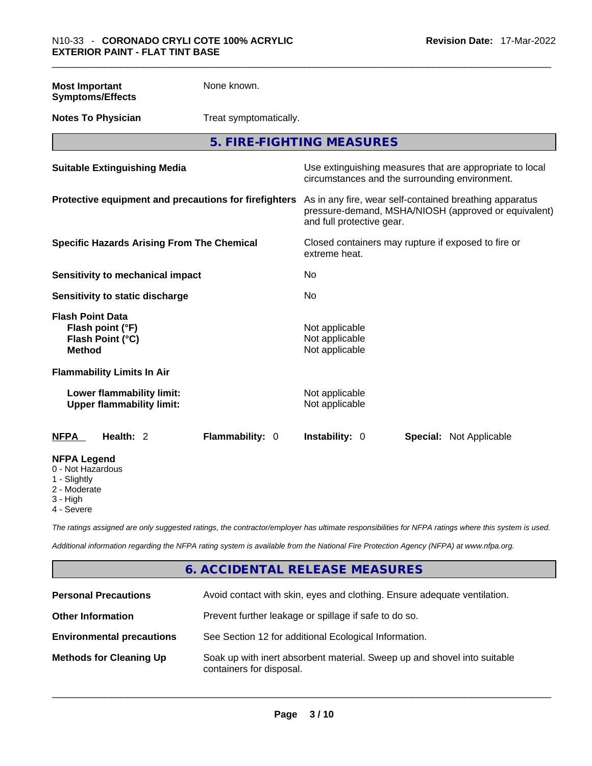**Most Important Symptoms/Effects** None known.

**Notes To Physician** Treat symptomatically.

## 5. FIRE-FIGHTING MEASURES

| | |
|---|---|
| **Suitable Extinguishing Media** | Use extinguishing measures that are appropriate to local circumstances and the surrounding environment. |
| **Protective equipment and precautions for firefighters** | As in any fire, wear self-contained breathing apparatus pressure-demand, MSHA/NIOSH (approved or equivalent) and full protective gear. |
| **Specific Hazards Arising From The Chemical** | Closed containers may rupture if exposed to fire or extreme heat. |
| **Sensitivity to mechanical impact** | No |
| **Sensitivity to static discharge** | No |

**Flash Point Data**

| | |
|---|---|
| **Flash point (°F)** | Not applicable |
| **Flash Point (°C)** | Not applicable |
| **Method** | Not applicable |

**Flammability Limits In Air**

| | |
|---|---|
| **Lower flammability limit:** | Not applicable |
| **Upper flammability limit:** | Not applicable |

| **NFPA** | **Health:** 2 | **Flammability:** 0 | **Instability:** 0 | **Special:** Not Applicable |
|---|---|---|---|---|

**NFPA Legend**
- 0 - Not Hazardous
- 1 - Slightly
- 2 - Moderate
- 3 - High
- 4 - Severe

*The ratings assigned are only suggested ratings, the contractor/employer has ultimate responsibilities for NFPA ratings where this system is used.*

*Additional information regarding the NFPA rating system is available from the National Fire Protection Agency (NFPA) at www.nfpa.org.*

## 6. ACCIDENTAL RELEASE MEASURES

| | |
|---|---|
| **Personal Precautions** | Avoid contact with skin, eyes and clothing. Ensure adequate ventilation. |
| **Other Information** | Prevent further leakage or spillage if safe to do so. |
| **Environmental precautions** | See Section 12 for additional Ecological Information. |
| **Methods for Cleaning Up** | Soak up with inert absorbent material. Sweep up and shovel into suitable containers for disposal. |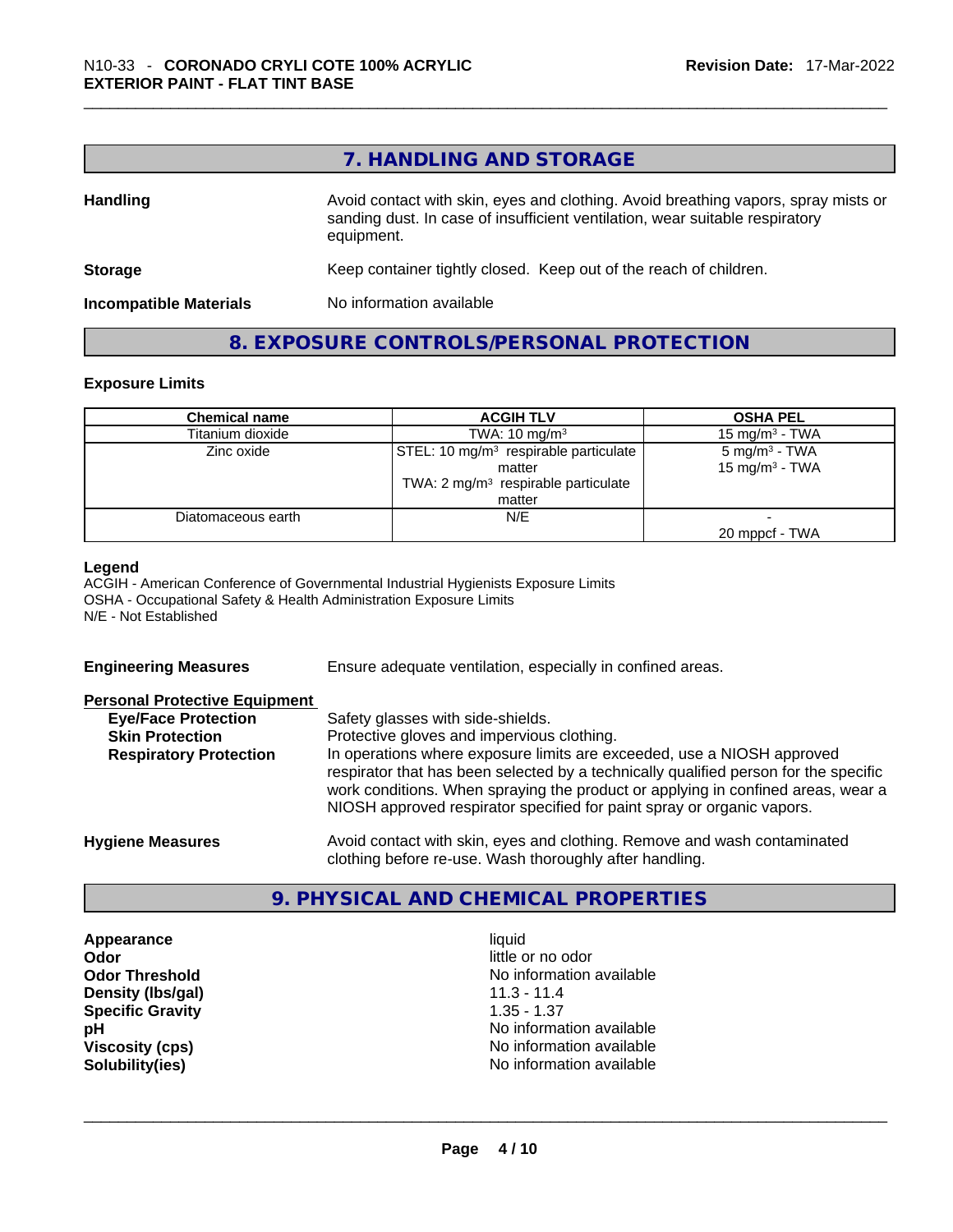## 7. HANDLING AND STORAGE

**Handling** Avoid contact with skin, eyes and clothing. Avoid breathing vapors, spray mists or sanding dust. In case of insufficient ventilation, wear suitable respiratory equipment.

**Storage** Keep container tightly closed. Keep out of the reach of children.

**Incompatible Materials** No information available

## 8. EXPOSURE CONTROLS/PERSONAL PROTECTION

### Exposure Limits

| Chemical name | ACGIH TLV | OSHA PEL |
|---|---|---|
| Titanium dioxide | TWA: 10 mg/m³ | 15 mg/m³ - TWA |
| Zinc oxide | STEL: 10 mg/m³ respirable particulate matter<br>TWA: 2 mg/m³ respirable particulate matter | 5 mg/m³ - TWA<br>15 mg/m³ - TWA |
| Diatomaceous earth | N/E | -<br>20 mppcf - TWA |

**Legend**
ACGIH - American Conference of Governmental Industrial Hygienists Exposure Limits
OSHA - Occupational Safety & Health Administration Exposure Limits
N/E - Not Established

**Engineering Measures** Ensure adequate ventilation, especially in confined areas.

**Personal Protective Equipment**

**Eye/Face Protection** Safety glasses with side-shields.

**Skin Protection** Protective gloves and impervious clothing.

**Respiratory Protection** In operations where exposure limits are exceeded, use a NIOSH approved respirator that has been selected by a technically qualified person for the specific work conditions. When spraying the product or applying in confined areas, wear a NIOSH approved respirator specified for paint spray or organic vapors.

**Hygiene Measures** Avoid contact with skin, eyes and clothing. Remove and wash contaminated clothing before re-use. Wash thoroughly after handling.

## 9. PHYSICAL AND CHEMICAL PROPERTIES

**Appearance** liquid
**Odor** little or no odor
**Odor Threshold** No information available
**Density (lbs/gal)** 11.3 - 11.4
**Specific Gravity** 1.35 - 1.37
**pH** No information available
**Viscosity (cps)** No information available
**Solubility(ies)** No information available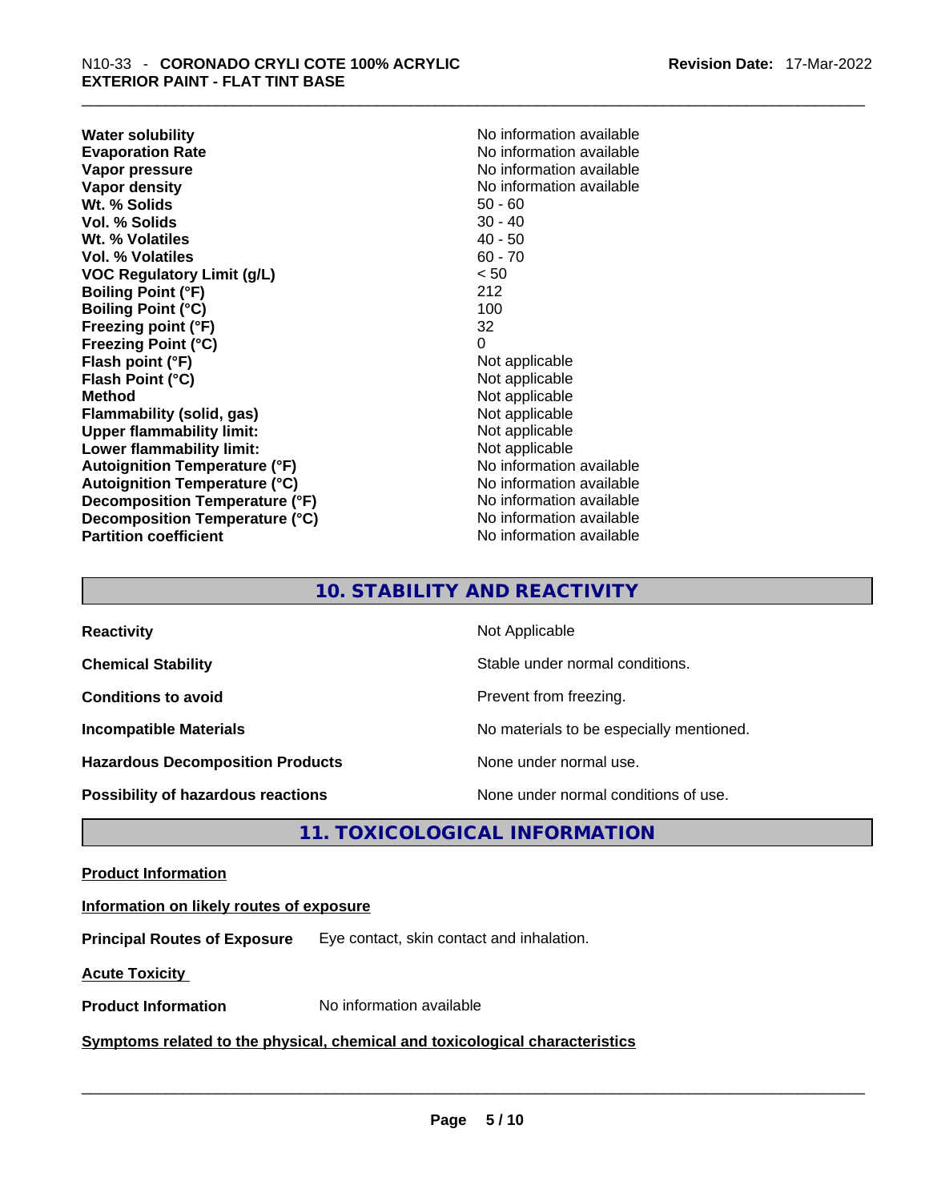| | |
|---|---|
| **Water solubility** | No information available |
| **Evaporation Rate** | No information available |
| **Vapor pressure** | No information available |
| **Vapor density** | No information available |
| **Wt. % Solids** | 50 - 60 |
| **Vol. % Solids** | 30 - 40 |
| **Wt. % Volatiles** | 40 - 50 |
| **Vol. % Volatiles** | 60 - 70 |
| **VOC Regulatory Limit (g/L)** | < 50 |
| **Boiling Point (°F)** | 212 |
| **Boiling Point (°C)** | 100 |
| **Freezing point (°F)** | 32 |
| **Freezing Point (°C)** | 0 |
| **Flash point (°F)** | Not applicable |
| **Flash Point (°C)** | Not applicable |
| **Method** | Not applicable |
| **Flammability (solid, gas)** | Not applicable |
| **Upper flammability limit:** | Not applicable |
| **Lower flammability limit:** | Not applicable |
| **Autoignition Temperature (°F)** | No information available |
| **Autoignition Temperature (°C)** | No information available |
| **Decomposition Temperature (°F)** | No information available |
| **Decomposition Temperature (°C)** | No information available |
| **Partition coefficient** | No information available |

## 10. STABILITY AND REACTIVITY

| | |
|---|---|
| **Reactivity** | Not Applicable |
| **Chemical Stability** | Stable under normal conditions. |
| **Conditions to avoid** | Prevent from freezing. |
| **Incompatible Materials** | No materials to be especially mentioned. |
| **Hazardous Decomposition Products** | None under normal use. |
| **Possibility of hazardous reactions** | None under normal conditions of use. |

## 11. TOXICOLOGICAL INFORMATION

**Product Information**

**Information on likely routes of exposure**

**Principal Routes of Exposure** Eye contact, skin contact and inhalation.

**Acute Toxicity**

**Product Information** No information available

**Symptoms related to the physical, chemical and toxicological characteristics**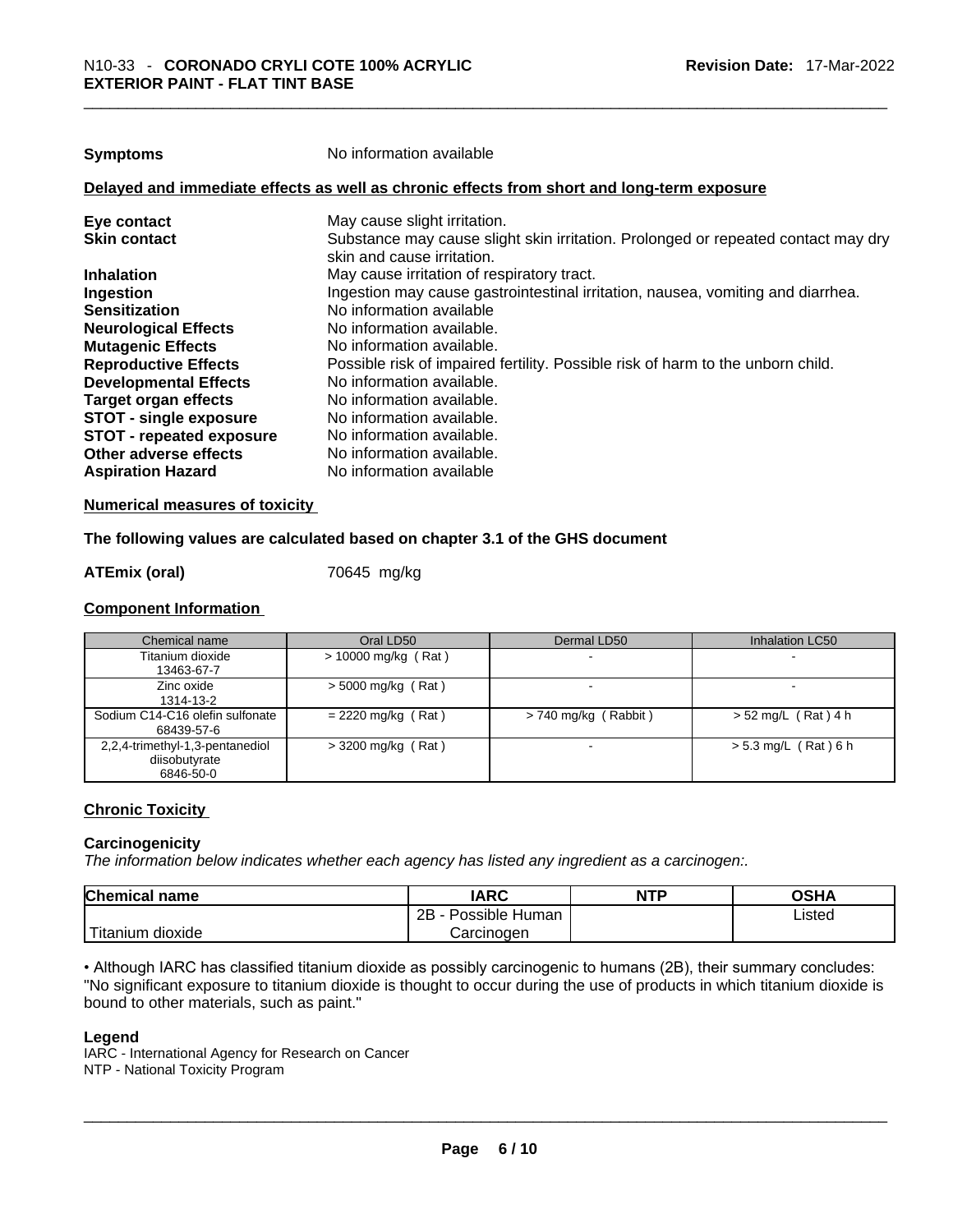**Symptoms** No information available

**Delayed and immediate effects as well as chronic effects from short and long-term exposure**

| | |
|---|---|
| **Eye contact** | May cause slight irritation. |
| **Skin contact** | Substance may cause slight skin irritation. Prolonged or repeated contact may dry skin and cause irritation. |
| **Inhalation** | May cause irritation of respiratory tract. |
| **Ingestion** | Ingestion may cause gastrointestinal irritation, nausea, vomiting and diarrhea. |
| **Sensitization** | No information available |
| **Neurological Effects** | No information available. |
| **Mutagenic Effects** | No information available. |
| **Reproductive Effects** | Possible risk of impaired fertility. Possible risk of harm to the unborn child. |
| **Developmental Effects** | No information available. |
| **Target organ effects** | No information available. |
| **STOT - single exposure** | No information available. |
| **STOT - repeated exposure** | No information available. |
| **Other adverse effects** | No information available. |
| **Aspiration Hazard** | No information available |

**Numerical measures of toxicity**

**The following values are calculated based on chapter 3.1 of the GHS document**

**ATEmix (oral)** 70645 mg/kg

**Component Information**

| Chemical name | Oral LD50 | Dermal LD50 | Inhalation LC50 |
|---|---|---|---|
| Titanium dioxide 13463-67-7 | > 10000 mg/kg ( Rat ) | - | - |
| Zinc oxide 1314-13-2 | > 5000 mg/kg ( Rat ) | - | - |
| Sodium C14-C16 olefin sulfonate 68439-57-6 | = 2220 mg/kg ( Rat ) | > 740 mg/kg ( Rabbit ) | > 52 mg/L ( Rat ) 4 h |
| 2,2,4-trimethyl-1,3-pentanediol diisobutyrate 6846-50-0 | > 3200 mg/kg ( Rat ) | - | > 5.3 mg/L ( Rat ) 6 h |

**Chronic Toxicity**

**Carcinogenicity**

*The information below indicates whether each agency has listed any ingredient as a carcinogen:.*

| Chemical name | IARC | NTP | OSHA |
|---|---|---|---|
| Titanium dioxide | 2B - Possible Human Carcinogen | | Listed |

• Although IARC has classified titanium dioxide as possibly carcinogenic to humans (2B), their summary concludes: "No significant exposure to titanium dioxide is thought to occur during the use of products in which titanium dioxide is bound to other materials, such as paint."

**Legend**

IARC - International Agency for Research on Cancer
NTP - National Toxicity Program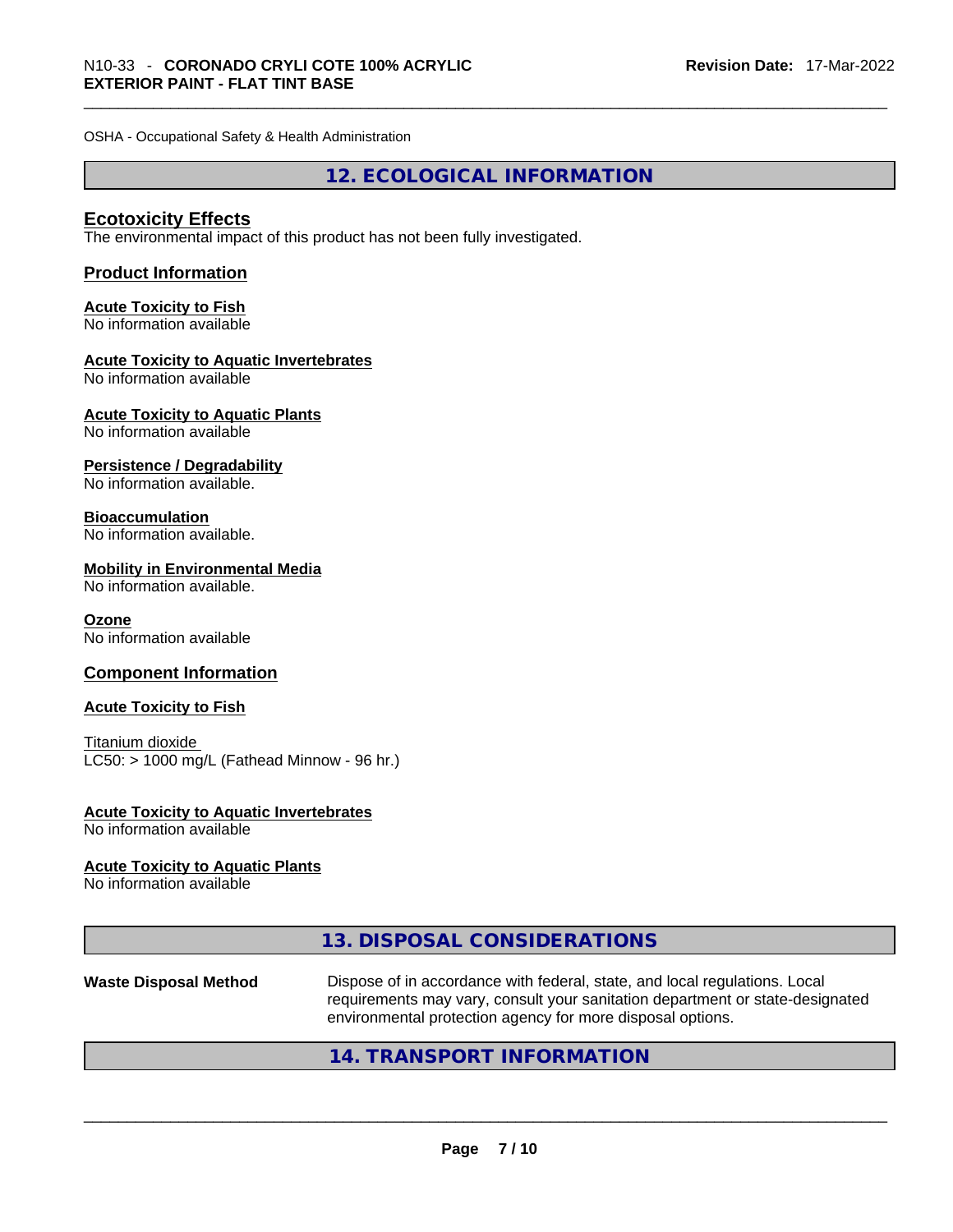OSHA - Occupational Safety & Health Administration

## 12. ECOLOGICAL INFORMATION

### Ecotoxicity Effects

The environmental impact of this product has not been fully investigated.

### Product Information

**Acute Toxicity to Fish**
No information available

**Acute Toxicity to Aquatic Invertebrates**
No information available

**Acute Toxicity to Aquatic Plants**
No information available

**Persistence / Degradability**
No information available.

**Bioaccumulation**
No information available.

**Mobility in Environmental Media**
No information available.

**Ozone**
No information available

### Component Information

**Acute Toxicity to Fish**

Titanium dioxide
LC50: > 1000 mg/L (Fathead Minnow - 96 hr.)

**Acute Toxicity to Aquatic Invertebrates**
No information available

**Acute Toxicity to Aquatic Plants**
No information available

## 13. DISPOSAL CONSIDERATIONS

**Waste Disposal Method** Dispose of in accordance with federal, state, and local regulations. Local requirements may vary, consult your sanitation department or state-designated environmental protection agency for more disposal options.

## 14. TRANSPORT INFORMATION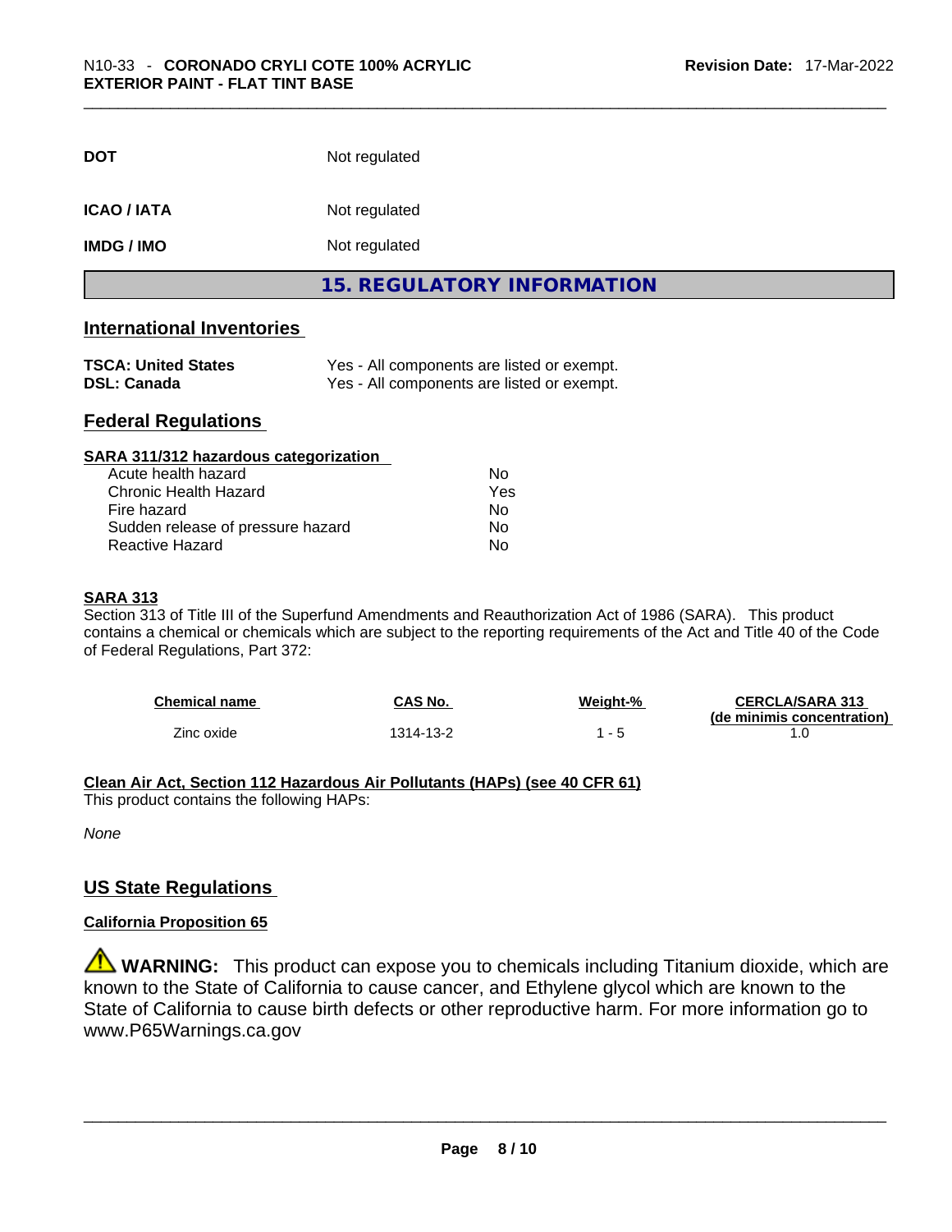| | |
|---|---|
| **DOT** | Not regulated |
| **ICAO / IATA** | Not regulated |
| **IMDG / IMO** | Not regulated |

## 15. REGULATORY INFORMATION

### International Inventories

| | |
|---|---|
| **TSCA: United States** | Yes - All components are listed or exempt. |
| **DSL: Canada** | Yes - All components are listed or exempt. |

### Federal Regulations

**SARA 311/312 hazardous categorization**

| | |
|---|---|
| Acute health hazard | No |
| Chronic Health Hazard | Yes |
| Fire hazard | No |
| Sudden release of pressure hazard | No |
| Reactive Hazard | No |

**SARA 313**

Section 313 of Title III of the Superfund Amendments and Reauthorization Act of 1986 (SARA). This product contains a chemical or chemicals which are subject to the reporting requirements of the Act and Title 40 of the Code of Federal Regulations, Part 372:

| Chemical name | CAS No. | Weight-% | CERCLA/SARA 313 (de minimis concentration) |
|---|---|---|---|
| Zinc oxide | 1314-13-2 | 1 - 5 | 1.0 |

**Clean Air Act, Section 112 Hazardous Air Pollutants (HAPs) (see 40 CFR 61)**

This product contains the following HAPs:

*None*

### US State Regulations

**California Proposition 65**

⚠ **WARNING:** This product can expose you to chemicals including Titanium dioxide, which are known to the State of California to cause cancer, and Ethylene glycol which are known to the State of California to cause birth defects or other reproductive harm. For more information go to www.P65Warnings.ca.gov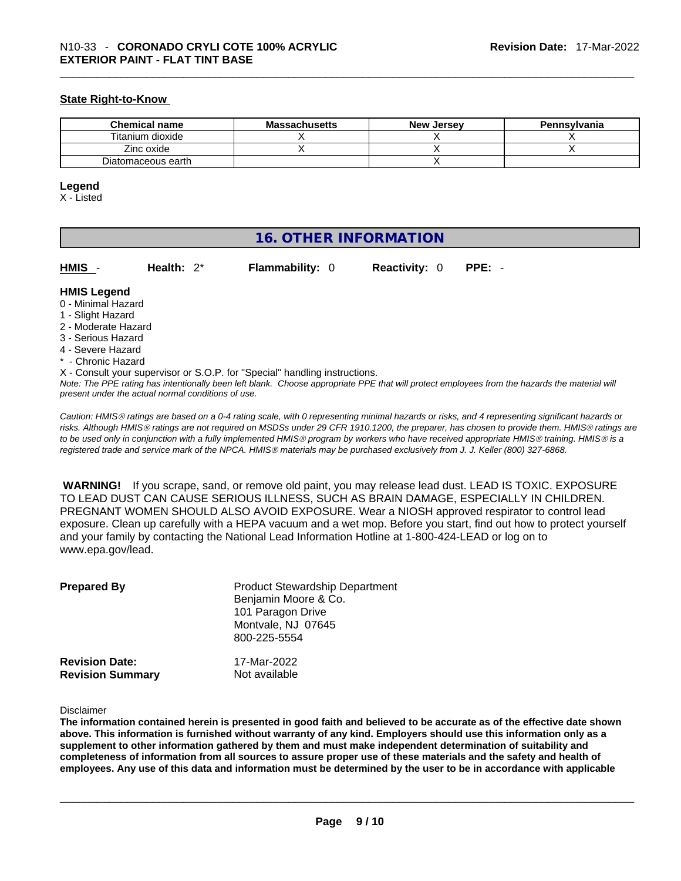### State Right-to-Know

| Chemical name | Massachusetts | New Jersey | Pennsylvania |
|---|---|---|---|
| Titanium dioxide | X | X | X |
| Zinc oxide | X | X | X |
| Diatomaceous earth | | X | |

**Legend**
X - Listed

## 16. OTHER INFORMATION

**HMIS** - **Health:** 2* **Flammability:** 0 **Reactivity:** 0 **PPE:** -

**HMIS Legend**
0 - Minimal Hazard
1 - Slight Hazard
2 - Moderate Hazard
3 - Serious Hazard
4 - Severe Hazard
* - Chronic Hazard
X - Consult your supervisor or S.O.P. for "Special" handling instructions.

*Note: The PPE rating has intentionally been left blank. Choose appropriate PPE that will protect employees from the hazards the material will present under the actual normal conditions of use.*

*Caution: HMIS® ratings are based on a 0-4 rating scale, with 0 representing minimal hazards or risks, and 4 representing significant hazards or risks. Although HMIS® ratings are not required on MSDSs under 29 CFR 1910.1200, the preparer, has chosen to provide them. HMIS® ratings are to be used only in conjunction with a fully implemented HMIS® program by workers who have received appropriate HMIS® training. HMIS® is a registered trade and service mark of the NPCA. HMIS® materials may be purchased exclusively from J. J. Keller (800) 327-6868.*

**WARNING!** If you scrape, sand, or remove old paint, you may release lead dust. LEAD IS TOXIC. EXPOSURE TO LEAD DUST CAN CAUSE SERIOUS ILLNESS, SUCH AS BRAIN DAMAGE, ESPECIALLY IN CHILDREN. PREGNANT WOMEN SHOULD ALSO AVOID EXPOSURE. Wear a NIOSH approved respirator to control lead exposure. Clean up carefully with a HEPA vacuum and a wet mop. Before you start, find out how to protect yourself and your family by contacting the National Lead Information Hotline at 1-800-424-LEAD or log on to www.epa.gov/lead.

**Prepared By**
Product Stewardship Department
Benjamin Moore & Co.
101 Paragon Drive
Montvale, NJ 07645
800-225-5554

**Revision Date:** 17-Mar-2022
**Revision Summary** Not available

Disclaimer

**The information contained herein is presented in good faith and believed to be accurate as of the effective date shown above. This information is furnished without warranty of any kind. Employers should use this information only as a supplement to other information gathered by them and must make independent determination of suitability and completeness of information from all sources to assure proper use of these materials and the safety and health of employees. Any use of this data and information must be determined by the user to be in accordance with applicable**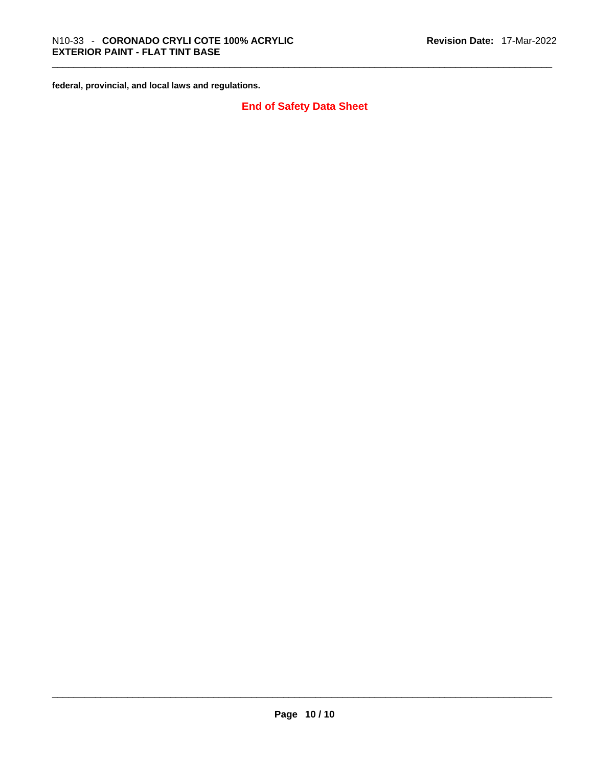**federal, provincial, and local laws and regulations.**

**End of Safety Data Sheet**